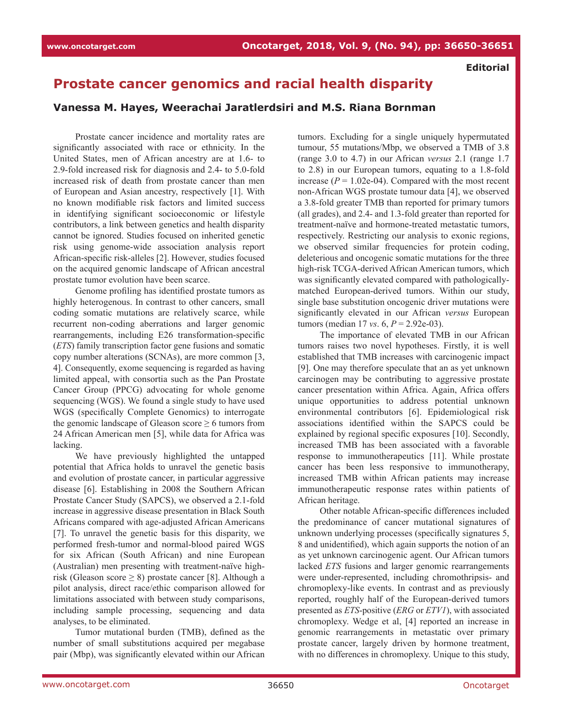**Editorial**

# Prostate cancer genomics and racial health disparity

**Vanessa M. Hayes, Weerachai Jaratlerdsiri and M.S. Riana Bornman**

Prostate cancer incidence and mortality rates are significantly associated with race or ethnicity. In the United States, men of African ancestry are at 1.6- to 2.9-fold increased risk for diagnosis and 2.4- to 5.0-fold increased risk of death from prostate cancer than men of European and Asian ancestry, respectively [1]. With no known modifiable risk factors and limited success in identifying significant socioeconomic or lifestyle contributors, a link between genetics and health disparity cannot be ignored. Studies focused on inherited genetic risk using genome-wide association analysis report African-specific risk-alleles [2]. However, studies focused on the acquired genomic landscape of African ancestral prostate tumor evolution have been scarce.

Genome profiling has identified prostate tumors as highly heterogeneous. In contrast to other cancers, small coding somatic mutations are relatively scarce, while recurrent non-coding aberrations and larger genomic rearrangements, including E26 transformation-specific (*ETS*) family transcription factor gene fusions and somatic copy number alterations (SCNAs), are more common [3, 4]. Consequently, exome sequencing is regarded as having limited appeal, with consortia such as the Pan Prostate Cancer Group (PPCG) advocating for whole genome sequencing (WGS). We found a single study to have used WGS (specifically Complete Genomics) to interrogate the genomic landscape of Gleason score ≥ 6 tumors from 24 African American men [5], while data for Africa was lacking.

We have previously highlighted the untapped potential that Africa holds to unravel the genetic basis and evolution of prostate cancer, in particular aggressive disease [6]. Establishing in 2008 the Southern African Prostate Cancer Study (SAPCS), we observed a 2.1-fold increase in aggressive disease presentation in Black South Africans compared with age-adjusted African Americans [7]. To unravel the genetic basis for this disparity, we performed fresh-tumor and normal-blood paired WGS for six African (South African) and nine European (Australian) men presenting with treatment-naïve high-risk (Gleason score ≥ 8) prostate cancer [8]. Although a pilot analysis, direct race/ethic comparison allowed for limitations associated with between study comparisons, including sample processing, sequencing and data analyses, to be eliminated.

Tumor mutational burden (TMB), defined as the number of small substitutions acquired per megabase pair (Mbp), was significantly elevated within our African tumors. Excluding for a single uniquely hypermutated tumour, 55 mutations/Mbp, we observed a TMB of 3.8 (range 3.0 to 4.7) in our African *versus* 2.1 (range 1.7 to 2.8) in our European tumors, equating to a 1.8-fold increase ($P$ = 1.02e-04). Compared with the most recent non-African WGS prostate tumour data [4], we observed a 3.8-fold greater TMB than reported for primary tumors (all grades), and 2.4- and 1.3-fold greater than reported for treatment-naïve and hormone-treated metastatic tumors, respectively. Restricting our analysis to exonic regions, we observed similar frequencies for protein coding, deleterious and oncogenic somatic mutations for the three high-risk TCGA-derived African American tumors, which was significantly elevated compared with pathologically-matched European-derived tumors. Within our study, single base substitution oncogenic driver mutations were significantly elevated in our African *versus* European tumors (median 17 *vs*. 6, $P$ = 2.92e-03).

The importance of elevated TMB in our African tumors raises two novel hypotheses. Firstly, it is well established that TMB increases with carcinogenic impact [9]. One may therefore speculate that an as yet unknown carcinogen may be contributing to aggressive prostate cancer presentation within Africa. Again, Africa offers unique opportunities to address potential unknown environmental contributors [6]. Epidemiological risk associations identified within the SAPCS could be explained by regional specific exposures [10]. Secondly, increased TMB has been associated with a favorable response to immunotherapeutics [11]. While prostate cancer has been less responsive to immunotherapy, increased TMB within African patients may increase immunotherapeutic response rates within patients of African heritage.

Other notable African-specific differences included the predominance of cancer mutational signatures of unknown underlying processes (specifically signatures 5, 8 and unidentified), which again supports the notion of an as yet unknown carcinogenic agent. Our African tumors lacked *ETS* fusions and larger genomic rearrangements were under-represented, including chromothripsis- and chromoplexy-like events. In contrast and as previously reported, roughly half of the European-derived tumors presented as *ETS*-positive (*ERG* or *ETV1*), with associated chromoplexy. Wedge et al, [4] reported an increase in genomic rearrangements in metastatic over primary prostate cancer, largely driven by hormone treatment, with no differences in chromoplexy. Unique to this study,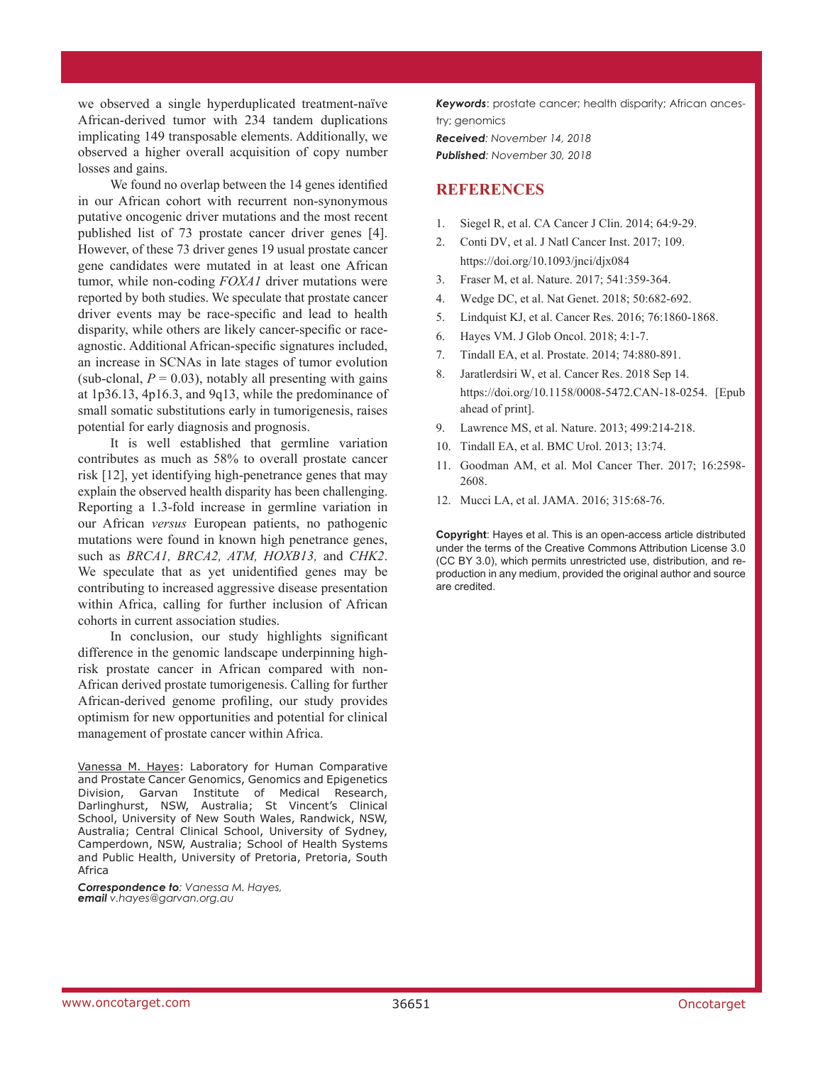we observed a single hyperduplicated treatment-naïve African-derived tumor with 234 tandem duplications implicating 149 transposable elements. Additionally, we observed a higher overall acquisition of copy number losses and gains.

We found no overlap between the 14 genes identified in our African cohort with recurrent non-synonymous putative oncogenic driver mutations and the most recent published list of 73 prostate cancer driver genes [4]. However, of these 73 driver genes 19 usual prostate cancer gene candidates were mutated in at least one African tumor, while non-coding *FOXA1* driver mutations were reported by both studies. We speculate that prostate cancer driver events may be race-specific and lead to health disparity, while others are likely cancer-specific or race-agnostic. Additional African-specific signatures included, an increase in SCNAs in late stages of tumor evolution (sub-clonal, $P = 0.03$), notably all presenting with gains at 1p36.13, 4p16.3, and 9q13, while the predominance of small somatic substitutions early in tumorigenesis, raises potential for early diagnosis and prognosis.

It is well established that germline variation contributes as much as 58% to overall prostate cancer risk [12], yet identifying high-penetrance genes that may explain the observed health disparity has been challenging. Reporting a 1.3-fold increase in germline variation in our African *versus* European patients, no pathogenic mutations were found in known high penetrance genes, such as *BRCA1, BRCA2, ATM, HOXB13,* and *CHK2*. We speculate that as yet unidentified genes may be contributing to increased aggressive disease presentation within Africa, calling for further inclusion of African cohorts in current association studies.

In conclusion, our study highlights significant difference in the genomic landscape underpinning high-risk prostate cancer in African compared with non-African derived prostate tumorigenesis. Calling for further African-derived genome profiling, our study provides optimism for new opportunities and potential for clinical management of prostate cancer within Africa.

Vanessa M. Hayes: Laboratory for Human Comparative and Prostate Cancer Genomics, Genomics and Epigenetics Division, Garvan Institute of Medical Research, Darlinghurst, NSW, Australia; St Vincent's Clinical School, University of New South Wales, Randwick, NSW, Australia; Central Clinical School, University of Sydney, Camperdown, NSW, Australia; School of Health Systems and Public Health, University of Pretoria, Pretoria, South Africa

***Correspondence to**: Vanessa M. Hayes,*
***email** v.hayes@garvan.org.au*

***Keywords***: prostate cancer; health disparity; African ancestry; genomics

***Received**: November 14, 2018*

***Published**: November 30, 2018*

## REFERENCES

1. Siegel R, et al. CA Cancer J Clin. 2014; 64:9-29.
2. Conti DV, et al. J Natl Cancer Inst. 2017; 109. https://doi.org/10.1093/jnci/djx084
3. Fraser M, et al. Nature. 2017; 541:359-364.
4. Wedge DC, et al. Nat Genet. 2018; 50:682-692.
5. Lindquist KJ, et al. Cancer Res. 2016; 76:1860-1868.
6. Hayes VM. J Glob Oncol. 2018; 4:1-7.
7. Tindall EA, et al. Prostate. 2014; 74:880-891.
8. Jaratlerdsiri W, et al. Cancer Res. 2018 Sep 14. https://doi.org/10.1158/0008-5472.CAN-18-0254. [Epub ahead of print].
9. Lawrence MS, et al. Nature. 2013; 499:214-218.
10. Tindall EA, et al. BMC Urol. 2013; 13:74.
11. Goodman AM, et al. Mol Cancer Ther. 2017; 16:2598-2608.
12. Mucci LA, et al. JAMA. 2016; 315:68-76.

**Copyright**: Hayes et al. This is an open-access article distributed under the terms of the Creative Commons Attribution License 3.0 (CC BY 3.0), which permits unrestricted use, distribution, and reproduction in any medium, provided the original author and source are credited.